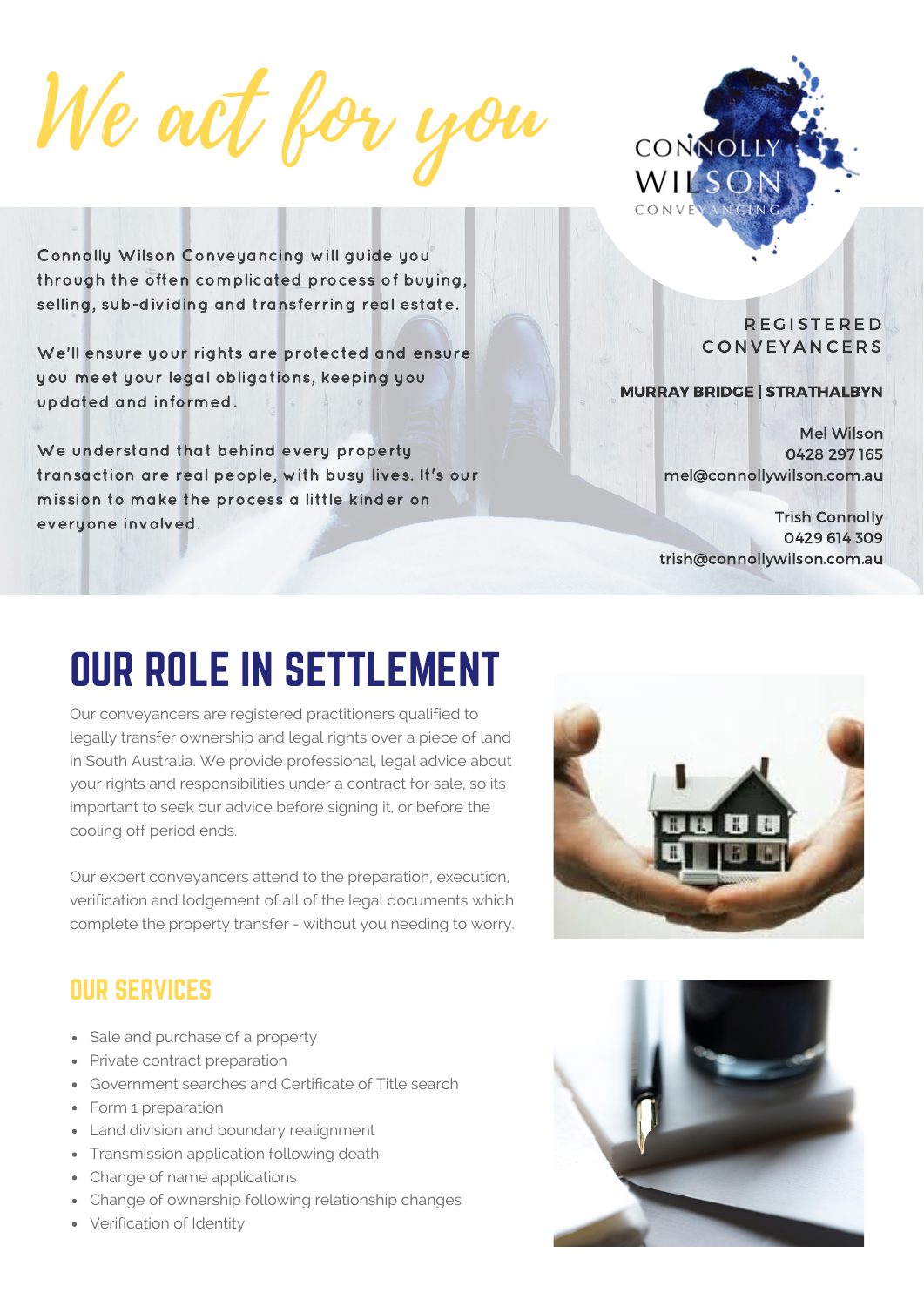# We act for you

CONNOLLY WILSON CONVEYANCING

Connolly Wilson Conveyancing will guide you through the often complicated process of buying, selling, sub-dividing and transferring real estate.

We'll ensure your rights are protected and ensure you meet your legal obligations, keeping you updated and informed.

We understand that behind every property transaction are real people, with busy lives. It's our mission to make the process a little kinder on everyone involved.

REGISTERED CONVEYANCERS

**MURRAY BRIDGE | STRATHALBYN**

Mel Wilson
0428 297 165
mel@connollywilson.com.au

Trish Connolly
0429 614 309
trish@connollywilson.com.au

## OUR ROLE IN SETTLEMENT

Our conveyancers are registered practitioners qualified to legally transfer ownership and legal rights over a piece of land in South Australia. We provide professional, legal advice about your rights and responsibilities under a contract for sale, so its important to seek our advice before signing it, or before the cooling off period ends.

Our expert conveyancers attend to the preparation, execution, verification and lodgement of all of the legal documents which complete the property transfer - without you needing to worry.

### OUR SERVICES

- Sale and purchase of a property
- Private contract preparation
- Government searches and Certificate of Title search
- Form 1 preparation
- Land division and boundary realignment
- Transmission application following death
- Change of name applications
- Change of ownership following relationship changes
- Verification of Identity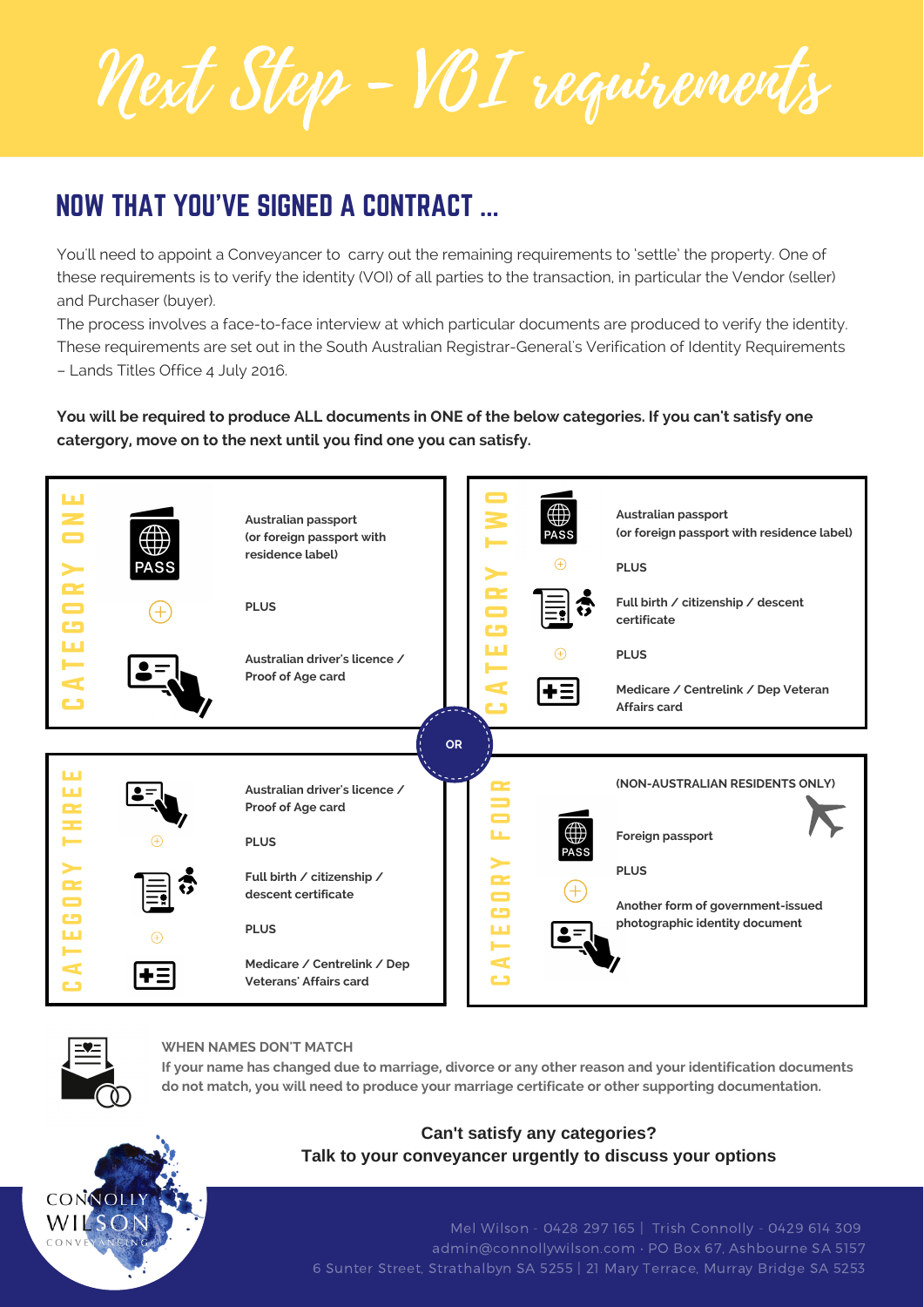# Next Step - VOI requirements

## NOW THAT YOU'VE SIGNED A CONTRACT ...

You'll need to appoint a Conveyancer to carry out the remaining requirements to 'settle' the property. One of these requirements is to verify the identity (VOI) of all parties to the transaction, in particular the Vendor (seller) and Purchaser (buyer).

The process involves a face-to-face interview at which particular documents are produced to verify the identity. These requirements are set out in the South Australian Registrar-General's Verification of Identity Requirements – Lands Titles Office 4 July 2016.

**You will be required to produce ALL documents in ONE of the below categories. If you can't satisfy one catergory, move on to the next until you find one you can satisfy.**

### CATEGORY ONE

**Australian passport (or foreign passport with residence label)**

**PLUS**

**Australian driver's licence / Proof of Age card**

### CATEGORY TWO

**Australian passport (or foreign passport with residence label)**

**PLUS**

**Full birth / citizenship / descent certificate**

**PLUS**

**Medicare / Centrelink / Dep Veteran Affairs card**

**OR**

### CATEGORY THREE

**Australian driver's licence / Proof of Age card**

**PLUS**

**Full birth / citizenship / descent certificate**

**PLUS**

**Medicare / Centrelink / Dep Veterans' Affairs card**

### CATEGORY FOUR

**(NON-AUSTRALIAN RESIDENTS ONLY)**

**Foreign passport**

**PLUS**

**Another form of government-issued photographic identity document**

**WHEN NAMES DON'T MATCH**

**If your name has changed due to marriage, divorce or any other reason and your identification documents do not match, you will need to produce your marriage certificate or other supporting documentation.**

**Can't satisfy any categories?**
**Talk to your conveyancer urgently to discuss your options**

CONNOLLY WILSON CONVEYANCING

Mel Wilson - 0428 297 165 | Trish Connolly - 0429 614 309
admin@connollywilson.com · PO Box 67, Ashbourne SA 5157
6 Sunter Street, Strathalbyn SA 5255 | 21 Mary Terrace, Murray Bridge SA 5253